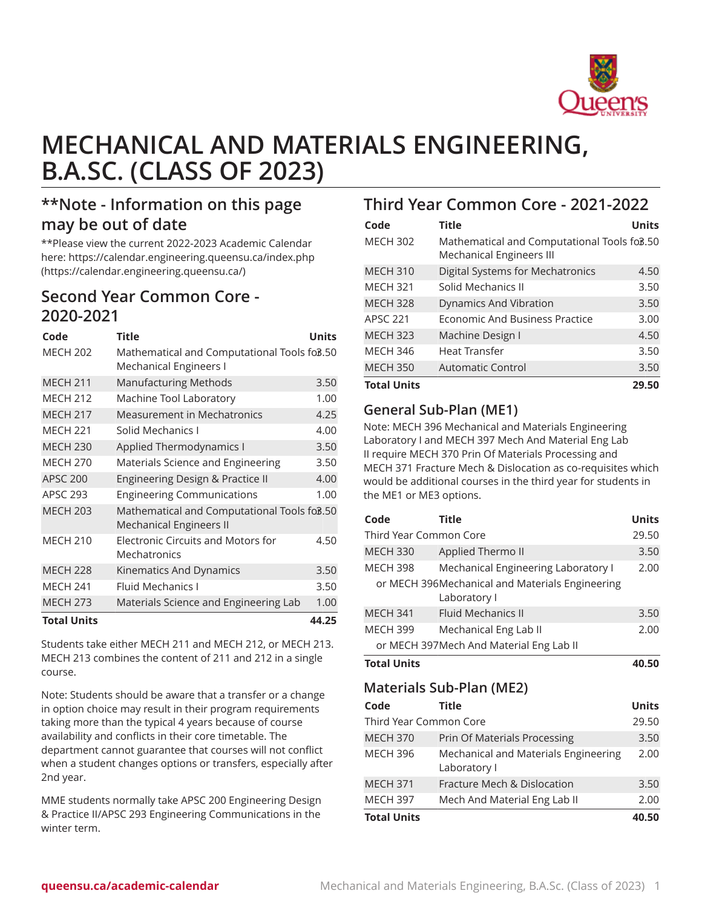# MECHANICAL AND MATERIALS ENGINEERING, B.A.SC. (CLASS OF 2023)

## **Note - Information on this page may be out of date

**Please view the current 2022-2023 Academic Calendar here: https://calendar.engineering.queensu.ca/index.php (https://calendar.engineering.queensu.ca/)

## Second Year Common Core - 2020-2021

| Code | Title | Units |
|---|---|---|
| MECH 202 | Mathematical and Computational Tools for Mechanical Engineers I | 3.50 |
| MECH 211 | Manufacturing Methods | 3.50 |
| MECH 212 | Machine Tool Laboratory | 1.00 |
| MECH 217 | Measurement in Mechatronics | 4.25 |
| MECH 221 | Solid Mechanics I | 4.00 |
| MECH 230 | Applied Thermodynamics I | 3.50 |
| MECH 270 | Materials Science and Engineering | 3.50 |
| APSC 200 | Engineering Design & Practice II | 4.00 |
| APSC 293 | Engineering Communications | 1.00 |
| MECH 203 | Mathematical and Computational Tools for Mechanical Engineers II | 3.50 |
| MECH 210 | Electronic Circuits and Motors for Mechatronics | 4.50 |
| MECH 228 | Kinematics And Dynamics | 3.50 |
| MECH 241 | Fluid Mechanics I | 3.50 |
| MECH 273 | Materials Science and Engineering Lab | 1.00 |
| **Total Units** | | **44.25** |

Students take either MECH 211 and MECH 212, or MECH 213. MECH 213 combines the content of 211 and 212 in a single course.

Note: Students should be aware that a transfer or a change in option choice may result in their program requirements taking more than the typical 4 years because of course availability and conflicts in their core timetable. The department cannot guarantee that courses will not conflict when a student changes options or transfers, especially after 2nd year.

MME students normally take APSC 200 Engineering Design & Practice II/APSC 293 Engineering Communications in the winter term.

## Third Year Common Core - 2021-2022

| Code | Title | Units |
|---|---|---|
| MECH 302 | Mathematical and Computational Tools for Mechanical Engineers III | 3.50 |
| MECH 310 | Digital Systems for Mechatronics | 4.50 |
| MECH 321 | Solid Mechanics II | 3.50 |
| MECH 328 | Dynamics And Vibration | 3.50 |
| APSC 221 | Economic And Business Practice | 3.00 |
| MECH 323 | Machine Design I | 4.50 |
| MECH 346 | Heat Transfer | 3.50 |
| MECH 350 | Automatic Control | 3.50 |
| **Total Units** | | **29.50** |

### General Sub-Plan (ME1)

Note: MECH 396 Mechanical and Materials Engineering Laboratory I and MECH 397 Mech And Material Eng Lab II require MECH 370 Prin Of Materials Processing and MECH 371 Fracture Mech & Dislocation as co-requisites which would be additional courses in the third year for students in the ME1 or ME3 options.

| Code | Title | Units |
|---|---|---|
| Third Year Common Core | | 29.50 |
| MECH 330 | Applied Thermo II | 3.50 |
| MECH 398 | Mechanical Engineering Laboratory I | 2.00 |
| or MECH 396 | Mechanical and Materials Engineering Laboratory I | |
| MECH 341 | Fluid Mechanics II | 3.50 |
| MECH 399 | Mechanical Eng Lab II | 2.00 |
| or MECH 397 | Mech And Material Eng Lab II | |
| **Total Units** | | **40.50** |

### Materials Sub-Plan (ME2)

| Code | Title | Units |
|---|---|---|
| Third Year Common Core | | 29.50 |
| MECH 370 | Prin Of Materials Processing | 3.50 |
| MECH 396 | Mechanical and Materials Engineering Laboratory I | 2.00 |
| MECH 371 | Fracture Mech & Dislocation | 3.50 |
| MECH 397 | Mech And Material Eng Lab II | 2.00 |
| **Total Units** | | **40.50** |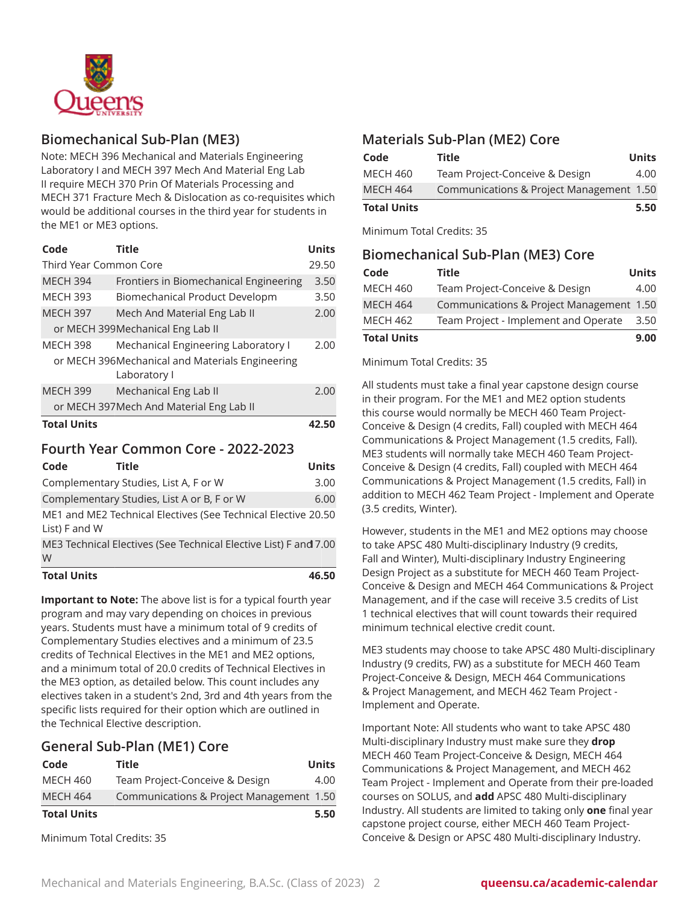## Biomechanical Sub-Plan (ME3)

Note: MECH 396 Mechanical and Materials Engineering Laboratory I and MECH 397 Mech And Material Eng Lab II require MECH 370 Prin Of Materials Processing and MECH 371 Fracture Mech & Dislocation as co-requisites which would be additional courses in the third year for students in the ME1 or ME3 options.

| Code | Title | Units |
|---|---|---|
| Third Year Common Core | | 29.50 |
| MECH 394 | Frontiers in Biomechanical Engineering | 3.50 |
| MECH 393 | Biomechanical Product Developm | 3.50 |
| MECH 397 | Mech And Material Eng Lab II | 2.00 |
| or MECH 399 | Mechanical Eng Lab II | |
| MECH 398 | Mechanical Engineering Laboratory I | 2.00 |
| or MECH 396 | Mechanical and Materials Engineering Laboratory I | |
| MECH 399 | Mechanical Eng Lab II | 2.00 |
| or MECH 397 | Mech And Material Eng Lab II | |
| **Total Units** | | **42.50** |

## Fourth Year Common Core - 2022-2023

| Code | Title | Units |
|---|---|---|
| Complementary Studies, List A, F or W | | 3.00 |
| Complementary Studies, List A or B, F or W | | 6.00 |
| ME1 and ME2 Technical Electives (See Technical Elective List) F and W | | 20.50 |
| ME3 Technical Electives (See Technical Elective List) F and W | | 17.00 |
| **Total Units** | | **46.50** |

**Important to Note:** The above list is for a typical fourth year program and may vary depending on choices in previous years. Students must have a minimum total of 9 credits of Complementary Studies electives and a minimum of 23.5 credits of Technical Electives in the ME1 and ME2 options, and a minimum total of 20.0 credits of Technical Electives in the ME3 option, as detailed below. This count includes any electives taken in a student's 2nd, 3rd and 4th years from the specific lists required for their option which are outlined in the Technical Elective description.

## General Sub-Plan (ME1) Core

| Code | Title | Units |
|---|---|---|
| MECH 460 | Team Project-Conceive & Design | 4.00 |
| MECH 464 | Communications & Project Management | 1.50 |
| **Total Units** | | **5.50** |

Minimum Total Credits: 35

## Materials Sub-Plan (ME2) Core

| Code | Title | Units |
|---|---|---|
| MECH 460 | Team Project-Conceive & Design | 4.00 |
| MECH 464 | Communications & Project Management | 1.50 |
| **Total Units** | | **5.50** |

Minimum Total Credits: 35

## Biomechanical Sub-Plan (ME3) Core

| Code | Title | Units |
|---|---|---|
| MECH 460 | Team Project-Conceive & Design | 4.00 |
| MECH 464 | Communications & Project Management | 1.50 |
| MECH 462 | Team Project - Implement and Operate | 3.50 |
| **Total Units** | | **9.00** |

Minimum Total Credits: 35

All students must take a final year capstone design course in their program. For the ME1 and ME2 option students this course would normally be MECH 460 Team Project-Conceive & Design (4 credits, Fall) coupled with MECH 464 Communications & Project Management (1.5 credits, Fall). ME3 students will normally take MECH 460 Team Project-Conceive & Design (4 credits, Fall) coupled with MECH 464 Communications & Project Management (1.5 credits, Fall) in addition to MECH 462 Team Project - Implement and Operate (3.5 credits, Winter).

However, students in the ME1 and ME2 options may choose to take APSC 480 Multi-disciplinary Industry (9 credits, Fall and Winter), Multi-disciplinary Industry Engineering Design Project as a substitute for MECH 460 Team Project-Conceive & Design and MECH 464 Communications & Project Management, and if the case will receive 3.5 credits of List 1 technical electives that will count towards their required minimum technical elective credit count.

ME3 students may choose to take APSC 480 Multi-disciplinary Industry (9 credits, FW) as a substitute for MECH 460 Team Project-Conceive & Design, MECH 464 Communications & Project Management, and MECH 462 Team Project - Implement and Operate.

Important Note: All students who want to take APSC 480 Multi-disciplinary Industry must make sure they **drop** MECH 460 Team Project-Conceive & Design, MECH 464 Communications & Project Management, and MECH 462 Team Project - Implement and Operate from their pre-loaded courses on SOLUS, and **add** APSC 480 Multi-disciplinary Industry. All students are limited to taking only **one** final year capstone project course, either MECH 460 Team Project-Conceive & Design or APSC 480 Multi-disciplinary Industry.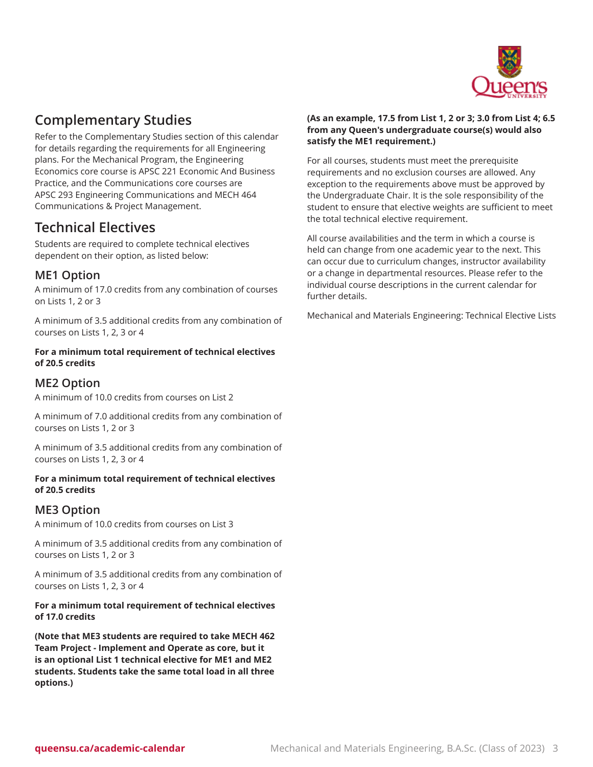## Complementary Studies

Refer to the Complementary Studies section of this calendar for details regarding the requirements for all Engineering plans. For the Mechanical Program, the Engineering Economics core course is APSC 221 Economic And Business Practice, and the Communications core courses are APSC 293 Engineering Communications and MECH 464 Communications & Project Management.

## Technical Electives

Students are required to complete technical electives dependent on their option, as listed below:

### ME1 Option

A minimum of 17.0 credits from any combination of courses on Lists 1, 2 or 3

A minimum of 3.5 additional credits from any combination of courses on Lists 1, 2, 3 or 4

**For a minimum total requirement of technical electives of 20.5 credits**

### ME2 Option

A minimum of 10.0 credits from courses on List 2

A minimum of 7.0 additional credits from any combination of courses on Lists 1, 2 or 3

A minimum of 3.5 additional credits from any combination of courses on Lists 1, 2, 3 or 4

**For a minimum total requirement of technical electives of 20.5 credits**

### ME3 Option

A minimum of 10.0 credits from courses on List 3

A minimum of 3.5 additional credits from any combination of courses on Lists 1, 2 or 3

A minimum of 3.5 additional credits from any combination of courses on Lists 1, 2, 3 or 4

**For a minimum total requirement of technical electives of 17.0 credits**

**(Note that ME3 students are required to take MECH 462 Team Project - Implement and Operate as core, but it is an optional List 1 technical elective for ME1 and ME2 students. Students take the same total load in all three options.)**

**(As an example, 17.5 from List 1, 2 or 3; 3.0 from List 4; 6.5 from any Queen's undergraduate course(s) would also satisfy the ME1 requirement.)**

For all courses, students must meet the prerequisite requirements and no exclusion courses are allowed. Any exception to the requirements above must be approved by the Undergraduate Chair. It is the sole responsibility of the student to ensure that elective weights are sufficient to meet the total technical elective requirement.

All course availabilities and the term in which a course is held can change from one academic year to the next. This can occur due to curriculum changes, instructor availability or a change in departmental resources. Please refer to the individual course descriptions in the current calendar for further details.

Mechanical and Materials Engineering: Technical Elective Lists